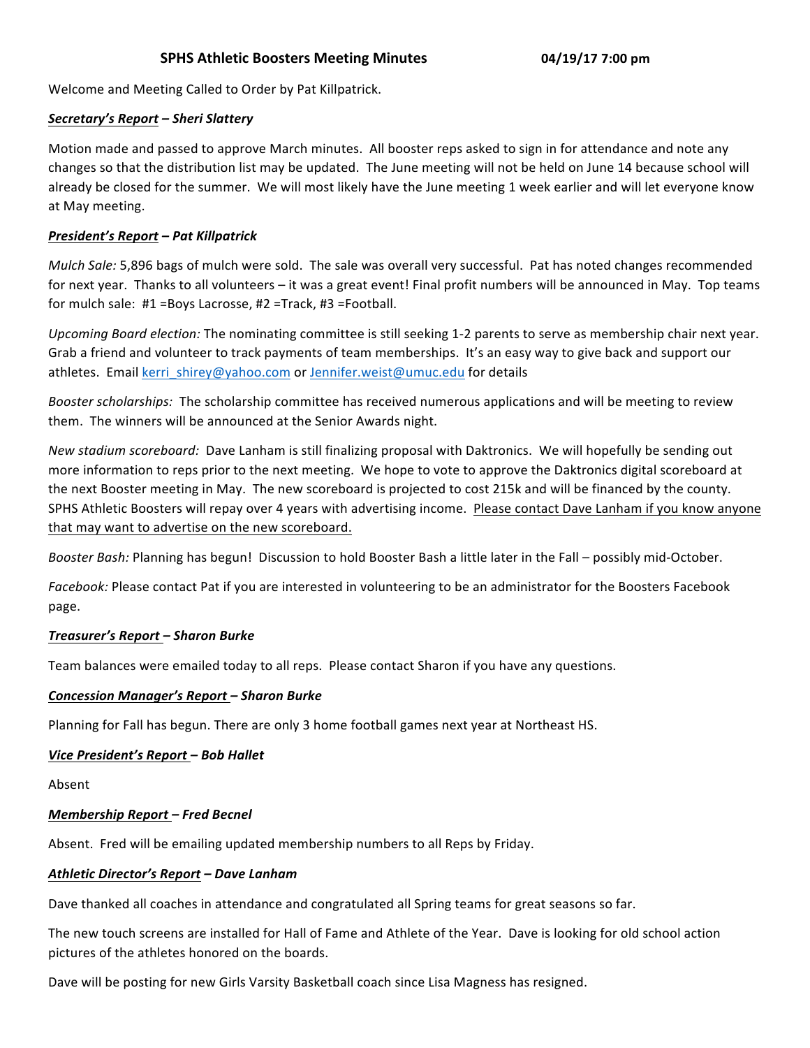# SPHS Athletic Boosters Meeting Minutes 04/19/17 7:00 pm

Welcome and Meeting Called to Order by Pat Killpatrick.

***Secretary's Report*** ***– Sheri Slattery***

Motion made and passed to approve March minutes. All booster reps asked to sign in for attendance and note any changes so that the distribution list may be updated. The June meeting will not be held on June 14 because school will already be closed for the summer. We will most likely have the June meeting 1 week earlier and will let everyone know at May meeting.

***President's Report*** ***– Pat Killpatrick***

*Mulch Sale:* 5,896 bags of mulch were sold. The sale was overall very successful. Pat has noted changes recommended for next year. Thanks to all volunteers – it was a great event! Final profit numbers will be announced in May. Top teams for mulch sale: #1 =Boys Lacrosse, #2 =Track, #3 =Football.

*Upcoming Board election:* The nominating committee is still seeking 1-2 parents to serve as membership chair next year. Grab a friend and volunteer to track payments of team memberships. It's an easy way to give back and support our athletes. Email kerri_shirey@yahoo.com or Jennifer.weist@umuc.edu for details

*Booster scholarships:* The scholarship committee has received numerous applications and will be meeting to review them. The winners will be announced at the Senior Awards night.

*New stadium scoreboard:* Dave Lanham is still finalizing proposal with Daktronics. We will hopefully be sending out more information to reps prior to the next meeting. We hope to vote to approve the Daktronics digital scoreboard at the next Booster meeting in May. The new scoreboard is projected to cost 215k and will be financed by the county. SPHS Athletic Boosters will repay over 4 years with advertising income. Please contact Dave Lanham if you know anyone that may want to advertise on the new scoreboard.

*Booster Bash:* Planning has begun! Discussion to hold Booster Bash a little later in the Fall – possibly mid-October.

*Facebook:* Please contact Pat if you are interested in volunteering to be an administrator for the Boosters Facebook page.

***Treasurer's Report*** ***– Sharon Burke***

Team balances were emailed today to all reps. Please contact Sharon if you have any questions.

***Concession Manager's Report*** ***– Sharon Burke***

Planning for Fall has begun. There are only 3 home football games next year at Northeast HS.

***Vice President's Report*** ***– Bob Hallet***

Absent

***Membership Report*** ***– Fred Becnel***

Absent. Fred will be emailing updated membership numbers to all Reps by Friday.

***Athletic Director's Report*** ***– Dave Lanham***

Dave thanked all coaches in attendance and congratulated all Spring teams for great seasons so far.

The new touch screens are installed for Hall of Fame and Athlete of the Year. Dave is looking for old school action pictures of the athletes honored on the boards.

Dave will be posting for new Girls Varsity Basketball coach since Lisa Magness has resigned.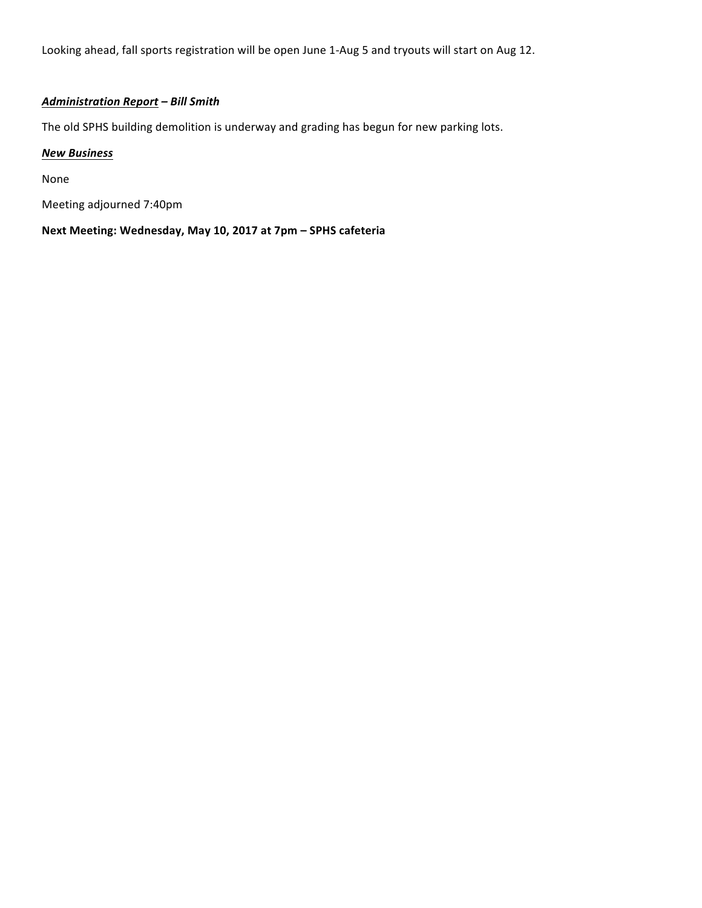Looking ahead, fall sports registration will be open June 1-Aug 5 and tryouts will start on Aug 12.

***<u>Administration Report</u> – Bill Smith***

The old SPHS building demolition is underway and grading has begun for new parking lots.

***<u>New Business</u>***

None

Meeting adjourned 7:40pm

**Next Meeting: Wednesday, May 10, 2017 at 7pm – SPHS cafeteria**